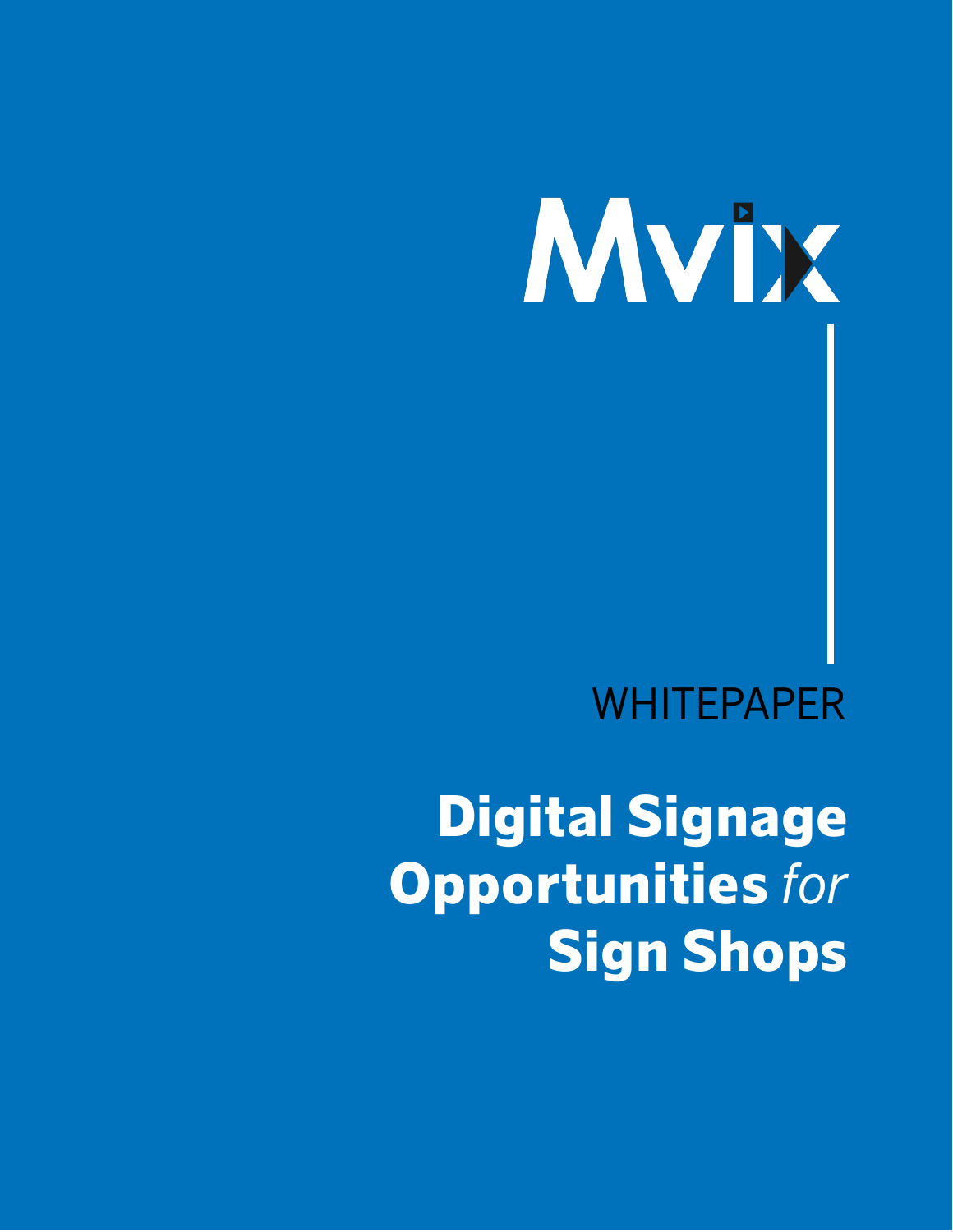Mvix

WHITEPAPER

# Digital Signage Opportunities *for* Sign Shops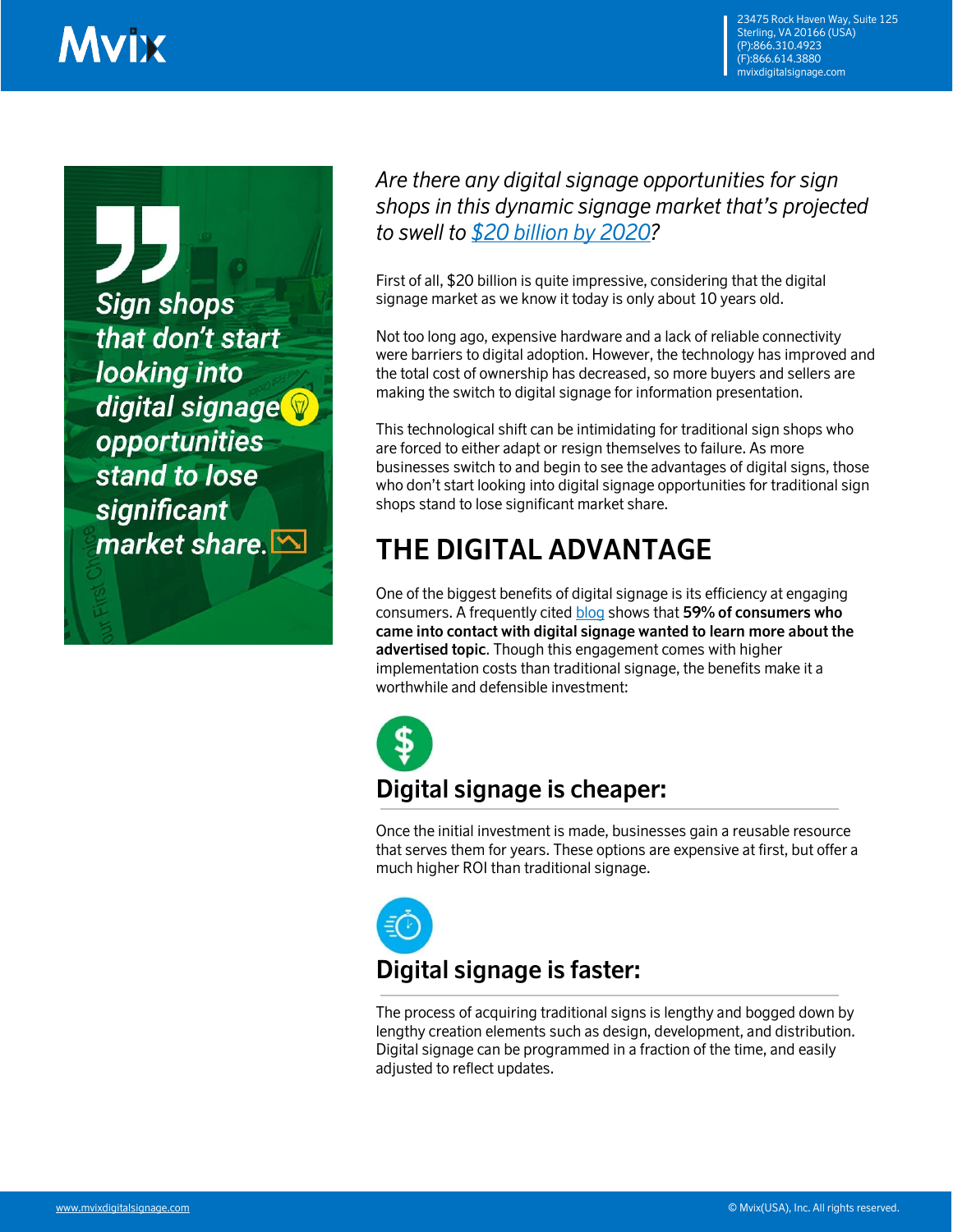> Sign shops that don't start looking into digital signage opportunities stand to lose significant market share.

*Are there any digital signage opportunities for sign shops in this dynamic signage market that's projected to swell to [$20 billion by 2020](#)?*

First of all, $20 billion is quite impressive, considering that the digital signage market as we know it today is only about 10 years old.

Not too long ago, expensive hardware and a lack of reliable connectivity were barriers to digital adoption. However, the technology has improved and the total cost of ownership has decreased, so more buyers and sellers are making the switch to digital signage for information presentation.

This technological shift can be intimidating for traditional sign shops who are forced to either adapt or resign themselves to failure. As more businesses switch to and begin to see the advantages of digital signs, those who don't start looking into digital signage opportunities for traditional sign shops stand to lose significant market share.

## THE DIGITAL ADVANTAGE

One of the biggest benefits of digital signage is its efficiency at engaging consumers. A frequently cited [blog](#) shows that **59% of consumers who came into contact with digital signage wanted to learn more about the advertised topic**. Though this engagement comes with higher implementation costs than traditional signage, the benefits make it a worthwhile and defensible investment:

### Digital signage is cheaper:

Once the initial investment is made, businesses gain a reusable resource that serves them for years. These options are expensive at first, but offer a much higher ROI than traditional signage.

### Digital signage is faster:

The process of acquiring traditional signs is lengthy and bogged down by lengthy creation elements such as design, development, and distribution. Digital signage can be programmed in a fraction of the time, and easily adjusted to reflect updates.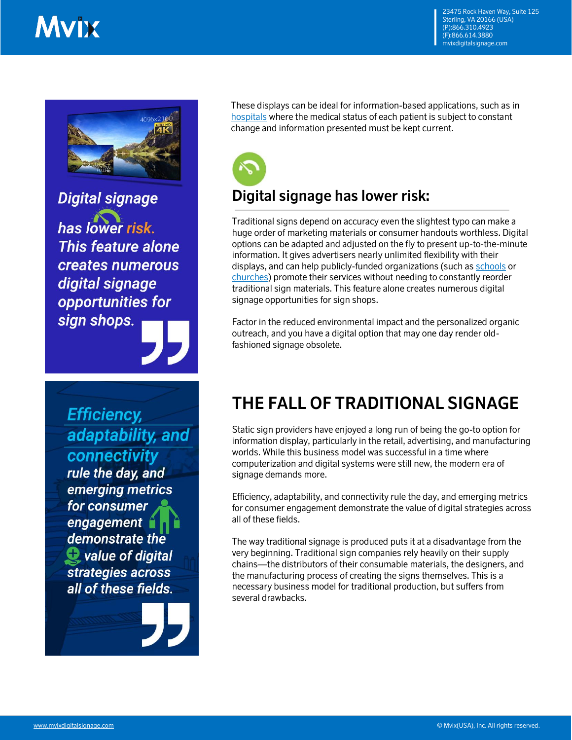*Digital signage has lower risk. This feature alone creates numerous digital signage opportunities for sign shops.*

*Efficiency, adaptability, and connectivity rule the day, and emerging metrics for consumer engagement demonstrate the value of digital strategies across all of these fields.*

These displays can be ideal for information-based applications, such as in hospitals where the medical status of each patient is subject to constant change and information presented must be kept current.

## Digital signage has lower risk:

Traditional signs depend on accuracy even the slightest typo can make a huge order of marketing materials or consumer handouts worthless. Digital options can be adapted and adjusted on the fly to present up-to-the-minute information. It gives advertisers nearly unlimited flexibility with their displays, and can help publicly-funded organizations (such as schools or churches) promote their services without needing to constantly reorder traditional sign materials. This feature alone creates numerous digital signage opportunities for sign shops.

Factor in the reduced environmental impact and the personalized organic outreach, and you have a digital option that may one day render old-fashioned signage obsolete.

# THE FALL OF TRADITIONAL SIGNAGE

Static sign providers have enjoyed a long run of being the go-to option for information display, particularly in the retail, advertising, and manufacturing worlds. While this business model was successful in a time where computerization and digital systems were still new, the modern era of signage demands more.

Efficiency, adaptability, and connectivity rule the day, and emerging metrics for consumer engagement demonstrate the value of digital strategies across all of these fields.

The way traditional signage is produced puts it at a disadvantage from the very beginning. Traditional sign companies rely heavily on their supply chains—the distributors of their consumable materials, the designers, and the manufacturing process of creating the signs themselves. This is a necessary business model for traditional production, but suffers from several drawbacks.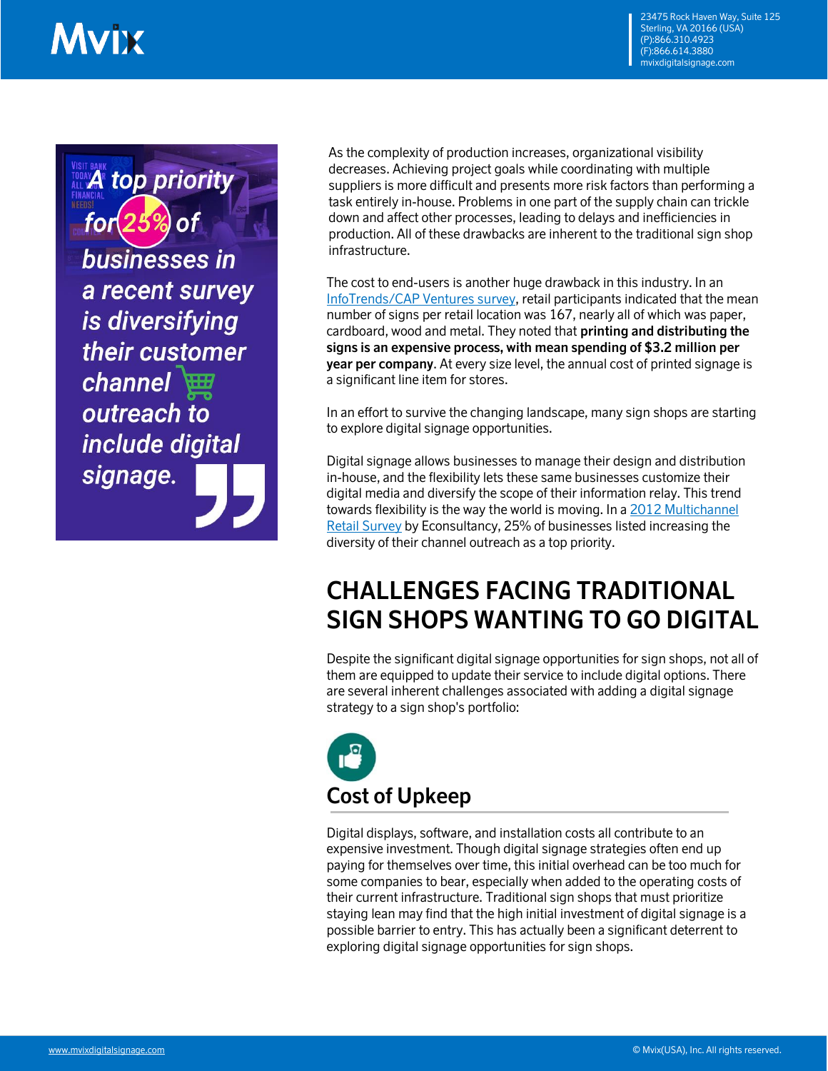> A top priority for 25% of businesses in a recent survey is diversifying their customer channel outreach to include digital signage.

As the complexity of production increases, organizational visibility decreases. Achieving project goals while coordinating with multiple suppliers is more difficult and presents more risk factors than performing a task entirely in-house. Problems in one part of the supply chain can trickle down and affect other processes, leading to delays and inefficiencies in production. All of these drawbacks are inherent to the traditional sign shop infrastructure.

The cost to end-users is another huge drawback in this industry. In an InfoTrends/CAP Ventures survey, retail participants indicated that the mean number of signs per retail location was 167, nearly all of which was paper, cardboard, wood and metal. They noted that **printing and distributing the signs is an expensive process, with mean spending of $3.2 million per year per company**. At every size level, the annual cost of printed signage is a significant line item for stores.

In an effort to survive the changing landscape, many sign shops are starting to explore digital signage opportunities.

Digital signage allows businesses to manage their design and distribution in-house, and the flexibility lets these same businesses customize their digital media and diversify the scope of their information relay. This trend towards flexibility is the way the world is moving. In a 2012 Multichannel Retail Survey by Econsultancy, 25% of businesses listed increasing the diversity of their channel outreach as a top priority.

## CHALLENGES FACING TRADITIONAL SIGN SHOPS WANTING TO GO DIGITAL

Despite the significant digital signage opportunities for sign shops, not all of them are equipped to update their service to include digital options. There are several inherent challenges associated with adding a digital signage strategy to a sign shop's portfolio:

### Cost of Upkeep

Digital displays, software, and installation costs all contribute to an expensive investment. Though digital signage strategies often end up paying for themselves over time, this initial overhead can be too much for some companies to bear, especially when added to the operating costs of their current infrastructure. Traditional sign shops that must prioritize staying lean may find that the high initial investment of digital signage is a possible barrier to entry. This has actually been a significant deterrent to exploring digital signage opportunities for sign shops.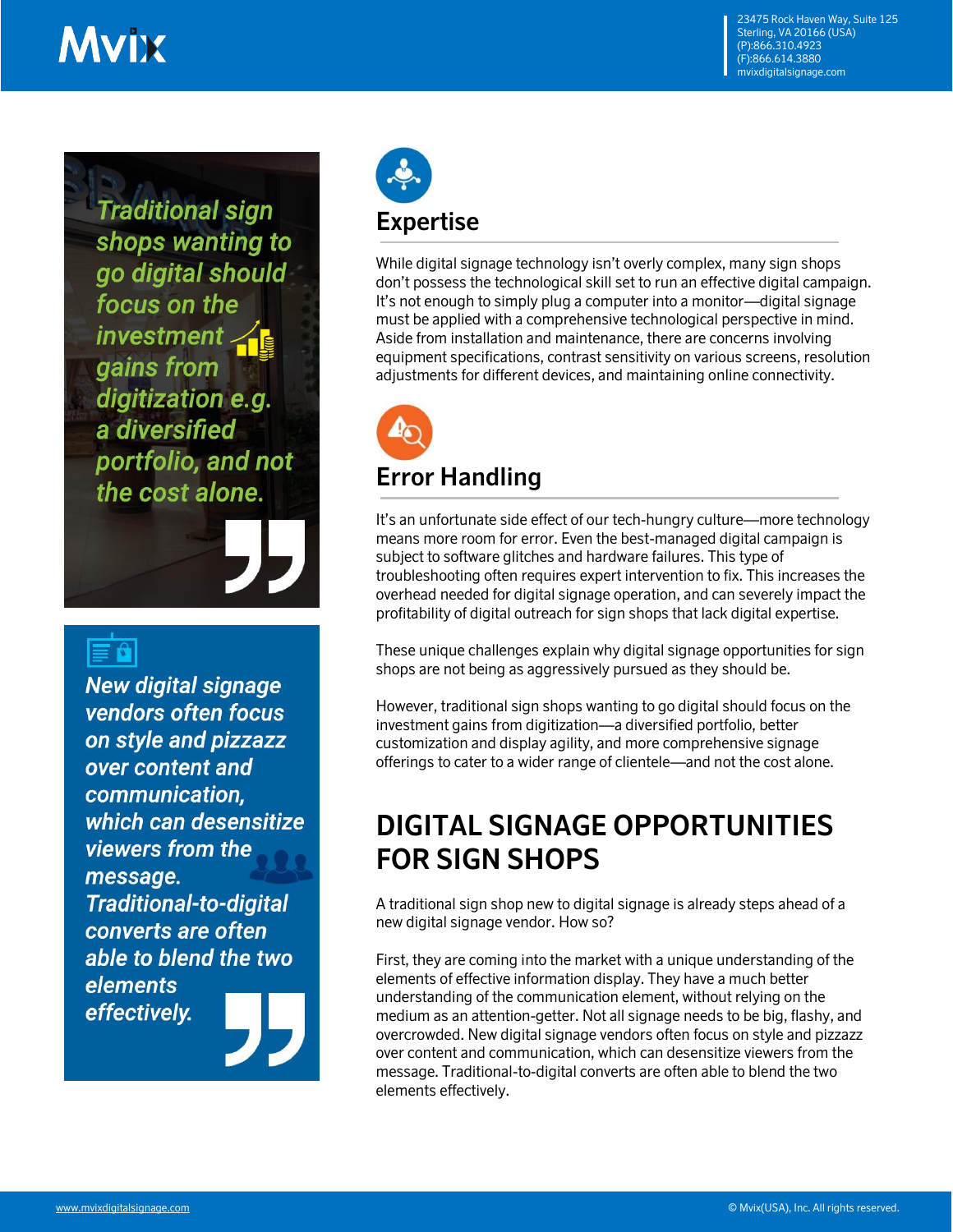> *Traditional sign shops wanting to go digital should focus on the investment gains from digitization e.g. a diversified portfolio, and not the cost alone.*

> *New digital signage vendors often focus on style and pizzazz over content and communication, which can desensitize viewers from the message. Traditional-to-digital converts are often able to blend the two elements effectively.*

### Expertise

While digital signage technology isn't overly complex, many sign shops don't possess the technological skill set to run an effective digital campaign. It's not enough to simply plug a computer into a monitor—digital signage must be applied with a comprehensive technological perspective in mind. Aside from installation and maintenance, there are concerns involving equipment specifications, contrast sensitivity on various screens, resolution adjustments for different devices, and maintaining online connectivity.

### Error Handling

It's an unfortunate side effect of our tech-hungry culture—more technology means more room for error. Even the best-managed digital campaign is subject to software glitches and hardware failures. This type of troubleshooting often requires expert intervention to fix. This increases the overhead needed for digital signage operation, and can severely impact the profitability of digital outreach for sign shops that lack digital expertise.

These unique challenges explain why digital signage opportunities for sign shops are not being as aggressively pursued as they should be.

However, traditional sign shops wanting to go digital should focus on the investment gains from digitization—a diversified portfolio, better customization and display agility, and more comprehensive signage offerings to cater to a wider range of clientele—and not the cost alone.

## DIGITAL SIGNAGE OPPORTUNITIES FOR SIGN SHOPS

A traditional sign shop new to digital signage is already steps ahead of a new digital signage vendor. How so?

First, they are coming into the market with a unique understanding of the elements of effective information display. They have a much better understanding of the communication element, without relying on the medium as an attention-getter. Not all signage needs to be big, flashy, and overcrowded. New digital signage vendors often focus on style and pizzazz over content and communication, which can desensitize viewers from the message. Traditional-to-digital converts are often able to blend the two elements effectively.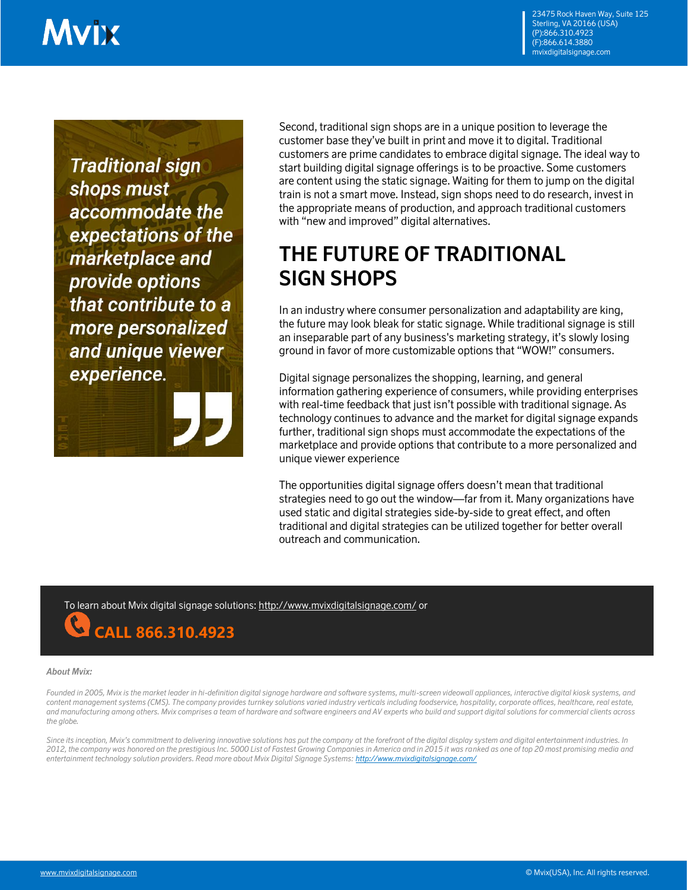*Traditional sign shops must accommodate the expectations of the marketplace and provide options that contribute to a more personalized and unique viewer experience.*

Second, traditional sign shops are in a unique position to leverage the customer base they've built in print and move it to digital. Traditional customers are prime candidates to embrace digital signage. The ideal way to start building digital signage offerings is to be proactive. Some customers are content using the static signage. Waiting for them to jump on the digital train is not a smart move. Instead, sign shops need to do research, invest in the appropriate means of production, and approach traditional customers with "new and improved" digital alternatives.

## THE FUTURE OF TRADITIONAL SIGN SHOPS

In an industry where consumer personalization and adaptability are king, the future may look bleak for static signage. While traditional signage is still an inseparable part of any business's marketing strategy, it's slowly losing ground in favor of more customizable options that "WOW!" consumers.

Digital signage personalizes the shopping, learning, and general information gathering experience of consumers, while providing enterprises with real-time feedback that just isn't possible with traditional signage. As technology continues to advance and the market for digital signage expands further, traditional sign shops must accommodate the expectations of the marketplace and provide options that contribute to a more personalized and unique viewer experience

The opportunities digital signage offers doesn't mean that traditional strategies need to go out the window—far from it. Many organizations have used static and digital strategies side-by-side to great effect, and often traditional and digital strategies can be utilized together for better overall outreach and communication.

To learn about Mvix digital signage solutions: http://www.mvixdigitalsignage.com/ or

**CALL 866.310.4923**

***About Mvix:***

*Founded in 2005, Mvix is the market leader in hi-definition digital signage hardware and software systems, multi-screen videowall appliances, interactive digital kiosk systems, and content management systems (CMS). The company provides turnkey solutions varied industry verticals including foodservice, hospitality, corporate offices, healthcare, real estate, and manufacturing among others. Mvix comprises a team of hardware and software engineers and AV experts who build and support digital solutions for commercial clients across the globe.*

*Since its inception, Mvix's commitment to delivering innovative solutions has put the company at the forefront of the digital display system and digital entertainment industries. In 2012, the company was honored on the prestigious Inc. 5000 List of Fastest Growing Companies in America and in 2015 it was ranked as one of top 20 most promising media and entertainment technology solution providers. Read more about Mvix Digital Signage Systems: http://www.mvixdigitalsignage.com/*